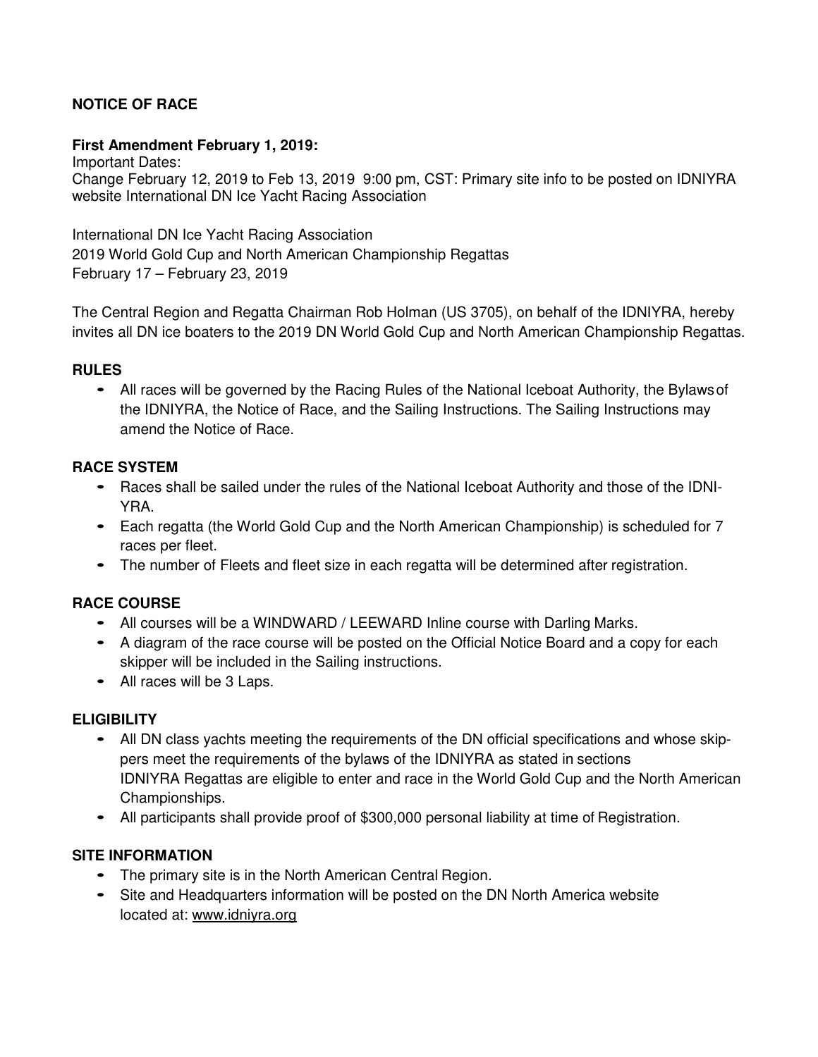**NOTICE OF RACE**

**First Amendment February 1, 2019:**
Important Dates:
Change February 12, 2019 to Feb 13, 2019 9:00 pm, CST: Primary site info to be posted on IDNIYRA website International DN Ice Yacht Racing Association

International DN Ice Yacht Racing Association
2019 World Gold Cup and North American Championship Regattas
February 17 – February 23, 2019

The Central Region and Regatta Chairman Rob Holman (US 3705), on behalf of the IDNIYRA, hereby invites all DN ice boaters to the 2019 DN World Gold Cup and North American Championship Regattas.

## RULES

- All races will be governed by the Racing Rules of the National Iceboat Authority, the Bylaws of the IDNIYRA, the Notice of Race, and the Sailing Instructions. The Sailing Instructions may amend the Notice of Race.

## RACE SYSTEM

- Races shall be sailed under the rules of the National Iceboat Authority and those of the IDNIYRA.
- Each regatta (the World Gold Cup and the North American Championship) is scheduled for 7 races per fleet.
- The number of Fleets and fleet size in each regatta will be determined after registration.

## RACE COURSE

- All courses will be a WINDWARD / LEEWARD Inline course with Darling Marks.
- A diagram of the race course will be posted on the Official Notice Board and a copy for each skipper will be included in the Sailing instructions.
- All races will be 3 Laps.

## ELIGIBILITY

- All DN class yachts meeting the requirements of the DN official specifications and whose skippers meet the requirements of the bylaws of the IDNIYRA as stated in sections IDNIYRA Regattas are eligible to enter and race in the World Gold Cup and the North American Championships.
- All participants shall provide proof of $300,000 personal liability at time of Registration.

## SITE INFORMATION

- The primary site is in the North American Central Region.
- Site and Headquarters information will be posted on the DN North America website located at: www.idniyra.org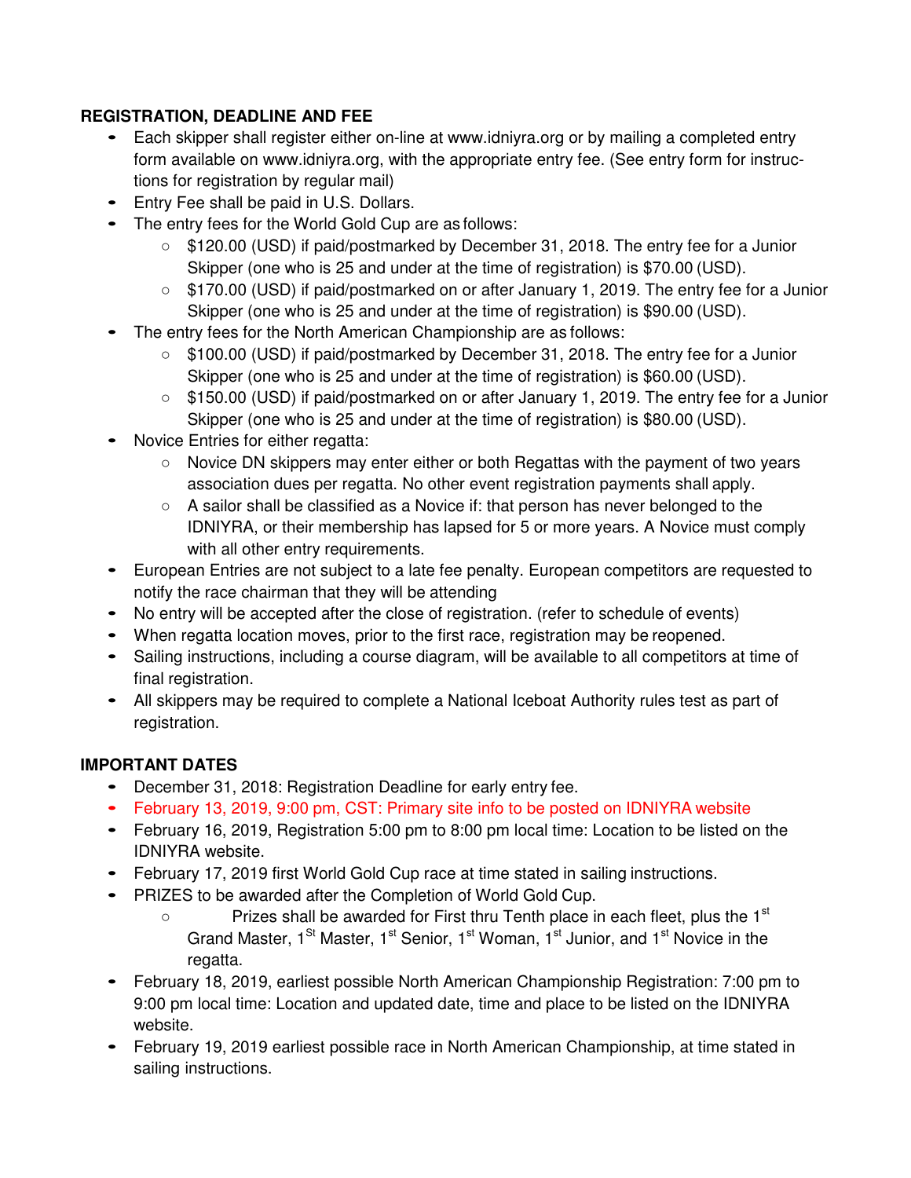**REGISTRATION, DEADLINE AND FEE**

- Each skipper shall register either on-line at www.idniyra.org or by mailing a completed entry form available on www.idniyra.org, with the appropriate entry fee. (See entry form for instructions for registration by regular mail)
- Entry Fee shall be paid in U.S. Dollars.
- The entry fees for the World Gold Cup are as follows:
  - $120.00 (USD) if paid/postmarked by December 31, 2018. The entry fee for a Junior Skipper (one who is 25 and under at the time of registration) is $70.00 (USD).
  - $170.00 (USD) if paid/postmarked on or after January 1, 2019. The entry fee for a Junior Skipper (one who is 25 and under at the time of registration) is $90.00 (USD).
- The entry fees for the North American Championship are as follows:
  - $100.00 (USD) if paid/postmarked by December 31, 2018. The entry fee for a Junior Skipper (one who is 25 and under at the time of registration) is $60.00 (USD).
  - $150.00 (USD) if paid/postmarked on or after January 1, 2019. The entry fee for a Junior Skipper (one who is 25 and under at the time of registration) is $80.00 (USD).
- Novice Entries for either regatta:
  - Novice DN skippers may enter either or both Regattas with the payment of two years association dues per regatta. No other event registration payments shall apply.
  - A sailor shall be classified as a Novice if: that person has never belonged to the IDNIYRA, or their membership has lapsed for 5 or more years. A Novice must comply with all other entry requirements.
- European Entries are not subject to a late fee penalty. European competitors are requested to notify the race chairman that they will be attending
- No entry will be accepted after the close of registration. (refer to schedule of events)
- When regatta location moves, prior to the first race, registration may be reopened.
- Sailing instructions, including a course diagram, will be available to all competitors at time of final registration.
- All skippers may be required to complete a National Iceboat Authority rules test as part of registration.

**IMPORTANT DATES**

- December 31, 2018: Registration Deadline for early entry fee.
- February 13, 2019, 9:00 pm, CST: Primary site info to be posted on IDNIYRA website
- February 16, 2019, Registration 5:00 pm to 8:00 pm local time: Location to be listed on the IDNIYRA website.
- February 17, 2019 first World Gold Cup race at time stated in sailing instructions.
- PRIZES to be awarded after the Completion of World Gold Cup.
  - Prizes shall be awarded for First thru Tenth place in each fleet, plus the 1st Grand Master, 1St Master, 1st Senior, 1st Woman, 1st Junior, and 1st Novice in the regatta.
- February 18, 2019, earliest possible North American Championship Registration: 7:00 pm to 9:00 pm local time: Location and updated date, time and place to be listed on the IDNIYRA website.
- February 19, 2019 earliest possible race in North American Championship, at time stated in sailing instructions.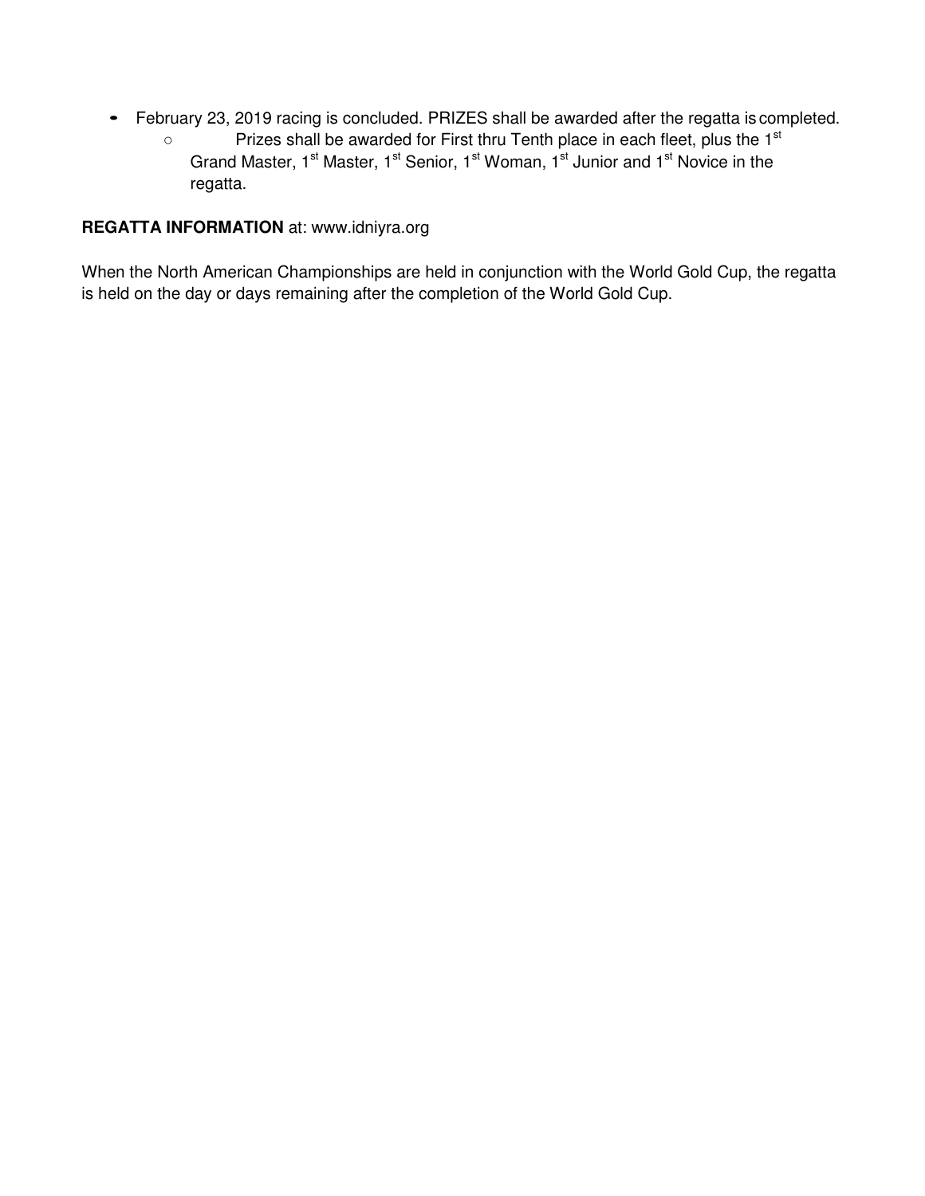- February 23, 2019 racing is concluded. PRIZES shall be awarded after the regatta is completed.
    - Prizes shall be awarded for First thru Tenth place in each fleet, plus the 1st Grand Master, 1st Master, 1st Senior, 1st Woman, 1st Junior and 1st Novice in the regatta.

**REGATTA INFORMATION** at: www.idniyra.org

When the North American Championships are held in conjunction with the World Gold Cup, the regatta is held on the day or days remaining after the completion of the World Gold Cup.